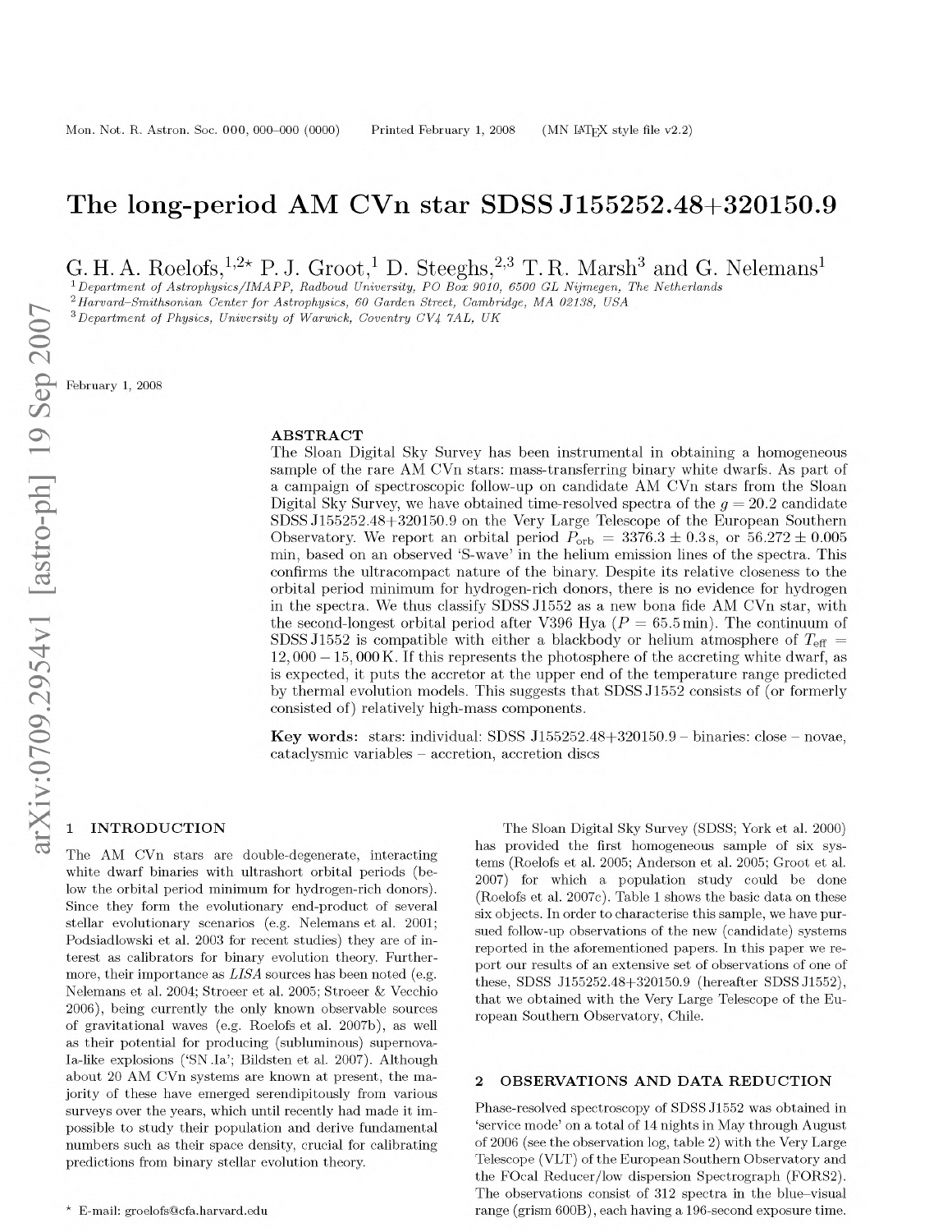# The long-period AM CVn star SDSS J155252.48+320150.9

G. H. A. Roelofs,[1,2]* P. J. Groot,[1] D. Steeghs,[2,3] T. R. Marsh[3] and G. Nelemans[1]

[1] Department of Astrophysics/IMAPP, Radboud University, PO Box 9010, 6500 GL Nijmegen, The Netherlands
[2] Harvard–Smithsonian Center for Astrophysics, 60 Garden Street, Cambridge, MA 02138, USA
[3] Department of Physics, University of Warwick, Coventry CV4 7AL, UK

February 1, 2008

## ABSTRACT

The Sloan Digital Sky Survey has been instrumental in obtaining a homogeneous sample of the rare AM CVn stars: mass-transferring binary white dwarfs. As part of a campaign of spectroscopic follow-up on candidate AM CVn stars from the Sloan Digital Sky Survey, we have obtained time-resolved spectra of the $g = 20.2$ candidate SDSS J155252.48+320150.9 on the Very Large Telescope of the European Southern Observatory. We report an orbital period $P_{\rm orb} = 3376.3 \pm 0.3\,$s, or $56.272 \pm 0.005$ min, based on an observed 'S-wave' in the helium emission lines of the spectra. This confirms the ultracompact nature of the binary. Despite its relative closeness to the orbital period minimum for hydrogen-rich donors, there is no evidence for hydrogen in the spectra. We thus classify SDSS J1552 as a new bona fide AM CVn star, with the second-longest orbital period after V396 Hya ($P = 65.5\,$min). The continuum of SDSS J1552 is compatible with either a blackbody or helium atmosphere of $T_{\rm eff} = 12{,}000 - 15{,}000\,$K. If this represents the photosphere of the accreting white dwarf, as is expected, it puts the accretor at the upper end of the temperature range predicted by thermal evolution models. This suggests that SDSS J1552 consists of (or formerly consisted of) relatively high-mass components.

**Key words:** stars: individual: SDSS J155252.48+320150.9 – binaries: close – novae, cataclysmic variables – accretion, accretion discs

## 1 INTRODUCTION

The AM CVn stars are double-degenerate, interacting white dwarf binaries with ultrashort orbital periods (below the orbital period minimum for hydrogen-rich donors). Since they form the evolutionary end-product of several stellar evolutionary scenarios (e.g. Nelemans et al. 2001; Podsiadlowski et al. 2003 for recent studies) they are of interest as calibrators for binary evolution theory. Furthermore, their importance as *LISA* sources has been noted (e.g. Nelemans et al. 2004; Stroeer et al. 2005; Stroeer & Vecchio 2006), being currently the only known observable sources of gravitational waves (e.g. Roelofs et al. 2007b), as well as their potential for producing (subluminous) supernova-Ia-like explosions ('SN .Ia'; Bildsten et al. 2007). Although about 20 AM CVn systems are known at present, the majority of these have emerged serendipitously from various surveys over the years, which until recently had made it impossible to study their population and derive fundamental numbers such as their space density, crucial for calibrating predictions from binary stellar evolution theory.

The Sloan Digital Sky Survey (SDSS; York et al. 2000) has provided the first homogeneous sample of six systems (Roelofs et al. 2005; Anderson et al. 2005; Groot et al. 2007) for which a population study could be done (Roelofs et al. 2007c). Table 1 shows the basic data on these six objects. In order to characterise this sample, we have pursued follow-up observations of the new (candidate) systems reported in the aforementioned papers. In this paper we report our results of an extensive set of observations of one of these, SDSS J155252.48+320150.9 (hereafter SDSS J1552), that we obtained with the Very Large Telescope of the European Southern Observatory, Chile.

## 2 OBSERVATIONS AND DATA REDUCTION

Phase-resolved spectroscopy of SDSS J1552 was obtained in 'service mode' on a total of 14 nights in May through August of 2006 (see the observation log, table 2) with the Very Large Telescope (VLT) of the European Southern Observatory and the FOcal Reducer/low dispersion Spectrograph (FORS2). The observations consist of 312 spectra in the blue–visual range (grism 600B), each having a 196-second exposure time.

* E-mail: groelofs@cfa.harvard.edu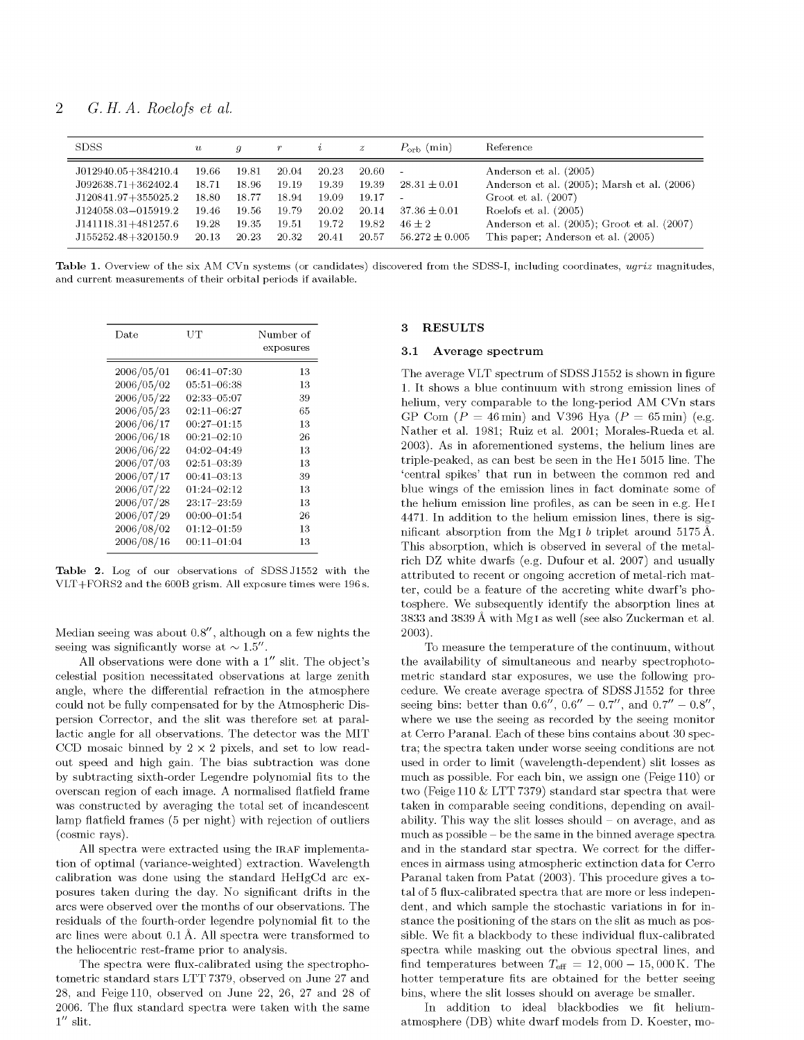| SDSS | $u$ | $g$ | $r$ | $i$ | $z$ | $P_{\rm orb}$ (min) | Reference |
|---|---|---|---|---|---|---|---|
| J012940.05+384210.4 | 19.66 | 19.81 | 20.04 | 20.23 | 20.60 | - | Anderson et al. (2005) |
| J092638.71+362402.4 | 18.71 | 18.96 | 19.19 | 19.39 | 19.39 | $28.31 \pm 0.01$ | Anderson et al. (2005); Marsh et al. (2006) |
| J120841.97+355025.2 | 18.80 | 18.77 | 18.94 | 19.09 | 19.17 | - | Groot et al. (2007) |
| J124058.03−015919.2 | 19.46 | 19.56 | 19.79 | 20.02 | 20.14 | $37.36 \pm 0.01$ | Roelofs et al. (2005) |
| J141118.31+481257.6 | 19.28 | 19.35 | 19.51 | 19.72 | 19.82 | $46 \pm 2$ | Anderson et al. (2005); Groot et al. (2007) |
| J155252.48+320150.9 | 20.13 | 20.23 | 20.32 | 20.41 | 20.57 | $56.272 \pm 0.005$ | This paper; Anderson et al. (2005) |

**Table 1.** Overview of the six AM CVn systems (or candidates) discovered from the SDSS-I, including coordinates, *ugriz* magnitudes, and current measurements of their orbital periods if available.

| Date | UT | Number of exposures |
|---|---|---|
| 2006/05/01 | 06:41–07:30 | 13 |
| 2006/05/02 | 05:51–06:38 | 13 |
| 2006/05/22 | 02:33–05:07 | 39 |
| 2006/05/23 | 02:11–06:27 | 65 |
| 2006/06/17 | 00:27–01:15 | 13 |
| 2006/06/18 | 00:21–02:10 | 26 |
| 2006/06/22 | 04:02–04:49 | 13 |
| 2006/07/03 | 02:51–03:39 | 13 |
| 2006/07/17 | 00:41–03:13 | 39 |
| 2006/07/22 | 01:24–02:12 | 13 |
| 2006/07/28 | 23:17–23:59 | 13 |
| 2006/07/29 | 00:00–01:54 | 26 |
| 2006/08/02 | 01:12–01:59 | 13 |
| 2006/08/16 | 00:11–01:04 | 13 |

**Table 2.** Log of our observations of SDSS J1552 with the VLT+FORS2 and the 600B grism. All exposure times were 196 s.

Median seeing was about 0.8″, although on a few nights the seeing was significantly worse at $\sim 1.5''$.

All observations were done with a 1″ slit. The object's celestial position necessitated observations at large zenith angle, where the differential refraction in the atmosphere could not be fully compensated for by the Atmospheric Dispersion Corrector, and the slit was therefore set at parallactic angle for all observations. The detector was the MIT CCD mosaic binned by $2 \times 2$ pixels, and set to low readout speed and high gain. The bias subtraction was done by subtracting sixth-order Legendre polynomial fits to the overscan region of each image. A normalised flatfield frame was constructed by averaging the total set of incandescent lamp flatfield frames (5 per night) with rejection of outliers (cosmic rays).

All spectra were extracted using the IRAF implementation of optimal (variance-weighted) extraction. Wavelength calibration was done using the standard HeHgCd arc exposures taken during the day. No significant drifts in the arcs were observed over the months of our observations. The residuals of the fourth-order legendre polynomial fit to the arc lines were about 0.1 Å. All spectra were transformed to the heliocentric rest-frame prior to analysis.

The spectra were flux-calibrated using the spectrophotometric standard stars LTT 7379, observed on June 27 and 28, and Feige 110, observed on June 22, 26, 27 and 28 of 2006. The flux standard spectra were taken with the same 1″ slit.

## 3 RESULTS

### 3.1 Average spectrum

The average VLT spectrum of SDSS J1552 is shown in figure 1. It shows a blue continuum with strong emission lines of helium, very comparable to the long-period AM CVn stars GP Com ($P = 46$ min) and V396 Hya ($P = 65$ min) (e.g. Nather et al. 1981; Ruiz et al. 2001; Morales-Rueda et al. 2003). As in aforementioned systems, the helium lines are triple-peaked, as can best be seen in the He I 5015 line. The 'central spikes' that run in between the common red and blue wings of the emission lines in fact dominate some of the helium emission line profiles, as can be seen in e.g. He I 4471. In addition to the helium emission lines, there is significant absorption from the Mg I *b* triplet around 5175 Å. This absorption, which is observed in several of the metal-rich DZ white dwarfs (e.g. Dufour et al. 2007) and usually attributed to recent or ongoing accretion of metal-rich matter, could be a feature of the accreting white dwarf's photosphere. We subsequently identify the absorption lines at 3833 and 3839 Å with Mg I as well (see also Zuckerman et al. 2003).

To measure the temperature of the continuum, without the availability of simultaneous and nearby spectrophotometric standard star exposures, we use the following procedure. We create average spectra of SDSS J1552 for three seeing bins: better than 0.6″, 0.6″ − 0.7″, and 0.7″ − 0.8″, where we use the seeing as recorded by the seeing monitor at Cerro Paranal. Each of these bins contains about 30 spectra; the spectra taken under worse seeing conditions are not used in order to limit (wavelength-dependent) slit losses as much as possible. For each bin, we assign one (Feige 110) or two (Feige 110 & LTT 7379) standard star spectra that were taken in comparable seeing conditions, depending on availability. This way the slit losses should – on average, and as much as possible – be the same in the binned average spectra and in the standard star spectra. We correct for the differences in airmass using atmospheric extinction data for Cerro Paranal taken from Patat (2003). This procedure gives a total of 5 flux-calibrated spectra that are more or less independent, and which sample the stochastic variations in for instance the positioning of the stars on the slit as much as possible. We fit a blackbody to these individual flux-calibrated spectra while masking out the obvious spectral lines, and find temperatures between $T_{\rm eff} = 12,000 - 15,000$ K. The hotter temperature fits are obtained for the better seeing bins, where the slit losses should on average be smaller.

In addition to ideal blackbodies we fit helium-atmosphere (DB) white dwarf models from D. Koester, mo-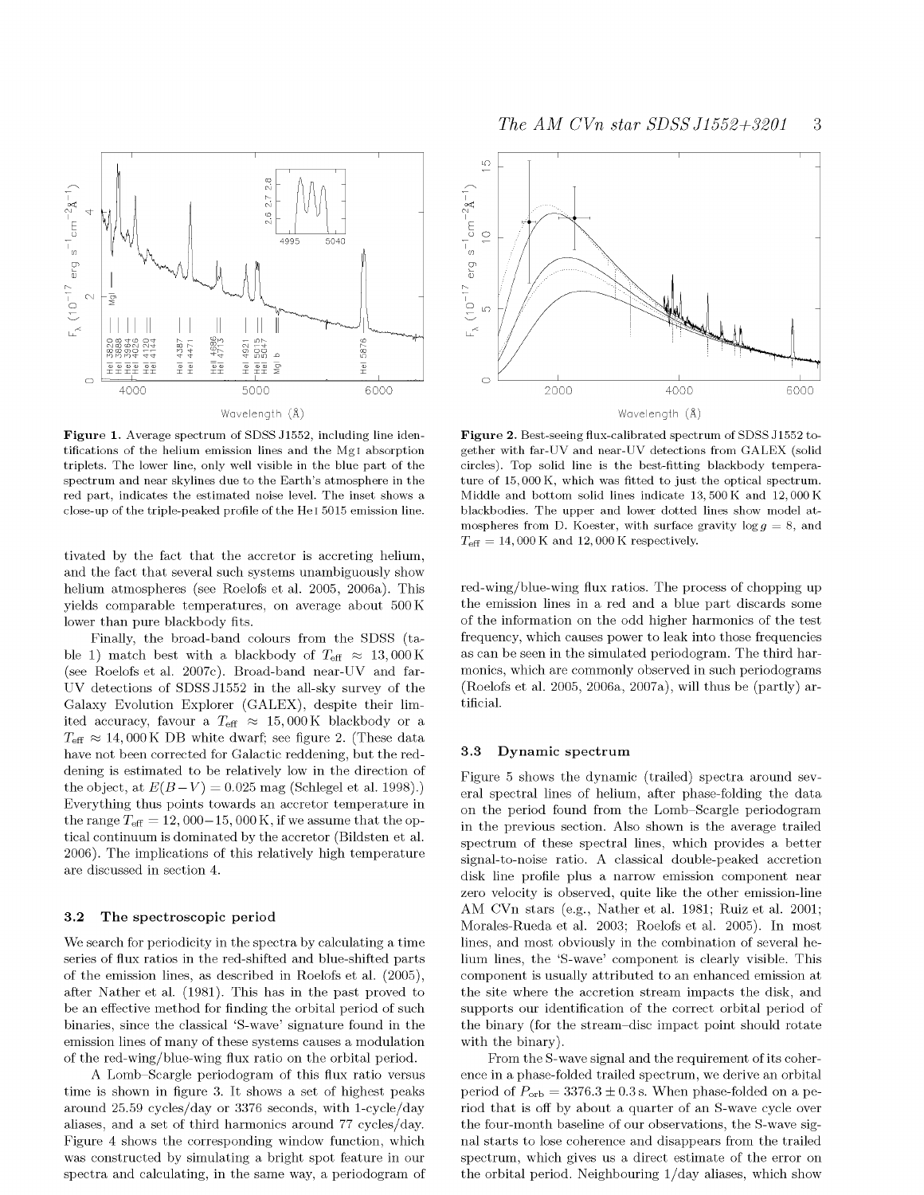**Figure 1.** Average spectrum of SDSS J1552, including line identifications of the helium emission lines and the Mg I absorption triplets. The lower line, only well visible in the blue part of the spectrum and near skylines due to the Earth's atmosphere in the red part, indicates the estimated noise level. The inset shows a close-up of the triple-peaked profile of the He I 5015 emission line.

**Figure 2.** Best-seeing flux-calibrated spectrum of SDSS J1552 together with far-UV and near-UV detections from GALEX (solid circles). Top solid line is the best-fitting blackbody temperature of 15,000 K, which was fitted to just the optical spectrum. Middle and bottom solid lines indicate 13,500 K and 12,000 K blackbodies. The upper and lower dotted lines show model atmospheres from D. Koester, with surface gravity $\log g = 8$, and $T_{\rm eff} = 14,000$ K and 12,000 K respectively.

tivated by the fact that the accretor is accreting helium, and the fact that several such systems unambiguously show helium atmospheres (see Roelofs et al. 2005, 2006a). This yields comparable temperatures, on average about 500 K lower than pure blackbody fits.

Finally, the broad-band colours from the SDSS (table 1) match best with a blackbody of $T_{\rm eff} \approx 13,000$ K (see Roelofs et al. 2007c). Broad-band near-UV and far-UV detections of SDSS J1552 in the all-sky survey of the Galaxy Evolution Explorer (GALEX), despite their limited accuracy, favour a $T_{\rm eff} \approx 15,000$ K blackbody or a $T_{\rm eff} \approx 14,000$ K DB white dwarf; see figure 2. (These data have not been corrected for Galactic reddening, but the reddening is estimated to be relatively low in the direction of the object, at $E(B-V) = 0.025$ mag (Schlegel et al. 1998).) Everything thus points towards an accretor temperature in the range $T_{\rm eff} = 12,000-15,000$ K, if we assume that the optical continuum is dominated by the accretor (Bildsten et al. 2006). The implications of this relatively high temperature are discussed in section 4.

### 3.2 The spectroscopic period

We search for periodicity in the spectra by calculating a time series of flux ratios in the red-shifted and blue-shifted parts of the emission lines, as described in Roelofs et al. (2005), after Nather et al. (1981). This has in the past proved to be an effective method for finding the orbital period of such binaries, since the classical 'S-wave' signature found in the emission lines of many of these systems causes a modulation of the red-wing/blue-wing flux ratio on the orbital period.

A Lomb–Scargle periodogram of this flux ratio versus time is shown in figure 3. It shows a set of highest peaks around 25.59 cycles/day or 3376 seconds, with 1-cycle/day aliases, and a set of third harmonics around 77 cycles/day. Figure 4 shows the corresponding window function, which was constructed by simulating a bright spot feature in our spectra and calculating, in the same way, a periodogram of red-wing/blue-wing flux ratios. The process of chopping up the emission lines in a red and a blue part discards some of the information on the odd higher harmonics of the test frequency, which causes power to leak into those frequencies as can be seen in the simulated periodogram. The third harmonics, which are commonly observed in such periodograms (Roelofs et al. 2005, 2006a, 2007a), will thus be (partly) artificial.

### 3.3 Dynamic spectrum

Figure 5 shows the dynamic (trailed) spectra around several spectral lines of helium, after phase-folding the data on the period found from the Lomb–Scargle periodogram in the previous section. Also shown is the average trailed spectrum of these spectral lines, which provides a better signal-to-noise ratio. A classical double-peaked accretion disk line profile plus a narrow emission component near zero velocity is observed, quite like the other emission-line AM CVn stars (e.g., Nather et al. 1981; Ruiz et al. 2001; Morales-Rueda et al. 2003; Roelofs et al. 2005). In most lines, and most obviously in the combination of several helium lines, the 'S-wave' component is clearly visible. This component is usually attributed to an enhanced emission at the site where the accretion stream impacts the disk, and supports our identification of the correct orbital period of the binary (for the stream–disc impact point should rotate with the binary).

From the S-wave signal and the requirement of its coherence in a phase-folded trailed spectrum, we derive an orbital period of $P_{\rm orb} = 3376.3 \pm 0.3$ s. When phase-folded on a period that is off by about a quarter of an S-wave cycle over the four-month baseline of our observations, the S-wave signal starts to lose coherence and disappears from the trailed spectrum, which gives us a direct estimate of the error on the orbital period. Neighbouring 1/day aliases, which show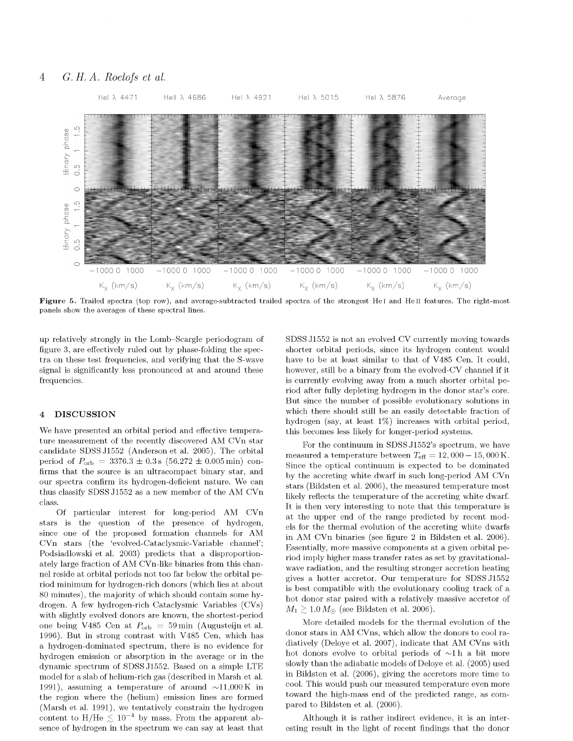**Figure 5.** Trailed spectra (top row), and average-subtracted trailed spectra of the strongest He I and He II features. The right-most panels show the averages of these spectral lines.

up relatively strongly in the Lomb–Scargle periodogram of figure 3, are effectively ruled out by phase-folding the spectra on these test frequencies, and verifying that the S-wave signal is significantly less pronounced at and around these frequencies.

## 4 DISCUSSION

We have presented an orbital period and effective temperature measurement of the recently discovered AM CVn star candidate SDSS J1552 (Anderson et al. 2005). The orbital period of $P_{\rm orb} = 3376.3 \pm 0.3$ s ($56.272 \pm 0.005$ min) confirms that the source is an ultracompact binary star, and our spectra confirm its hydrogen-deficient nature. We can thus classify SDSS J1552 as a new member of the AM CVn class.

Of particular interest for long-period AM CVn stars is the question of the presence of hydrogen, since one of the proposed formation channels for AM CVn stars (the 'evolved-Cataclysmic-Variable channel'; Podsiadlowski et al. 2003) predicts that a disproportionately large fraction of AM CVn-like binaries from this channel reside at orbital periods not too far below the orbital period minimum for hydrogen-rich donors (which lies at about 80 minutes), the majority of which should contain some hydrogen. A few hydrogen-rich Cataclysmic Variables (CVs) with slightly evolved donors are known, the shortest-period one being V485 Cen at $P_{\rm orb} = 59$ min (Augusteijn et al. 1996). But in strong contrast with V485 Cen, which has a hydrogen-dominated spectrum, there is no evidence for hydrogen emission or absorption in the average or in the dynamic spectrum of SDSS J1552. Based on a simple LTE model for a slab of helium-rich gas (described in Marsh et al. 1991), assuming a temperature of around $\sim$11,000 K in the region where the (helium) emission lines are formed (Marsh et al. 1991), we tentatively constrain the hydrogen content to H/He $\lesssim 10^{-4}$ by mass. From the apparent absence of hydrogen in the spectrum we can say at least that SDSS J1552 is not an evolved CV currently moving towards shorter orbital periods, since its hydrogen content would have to be at least similar to that of V485 Cen. It could, however, still be a binary from the evolved-CV channel if it is currently evolving away from a much shorter orbital period after fully depleting hydrogen in the donor star's core. But since the number of possible evolutionary solutions in which there should still be an easily detectable fraction of hydrogen (say, at least 1%) increases with orbital period, this becomes less likely for longer-period systems.

For the continuum in SDSS J1552's spectrum, we have measured a temperature between $T_{\rm eff} = 12,000 - 15,000$ K. Since the optical continuum is expected to be dominated by the accreting white dwarf in such long-period AM CVn stars (Bildsten et al. 2006), the measured temperature most likely reflects the temperature of the accreting white dwarf. It is then very interesting to note that this temperature is at the upper end of the range predicted by recent models for the thermal evolution of the accreting white dwarfs in AM CVn binaries (see figure 2 in Bildsten et al. 2006). Essentially, more massive components at a given orbital period imply higher mass transfer rates as set by gravitational-wave radiation, and the resulting stronger accretion heating gives a hotter accretor. Our temperature for SDSS J1552 is best compatible with the evolutionary cooling track of a hot donor star paired with a relatively massive accretor of $M_1 \gtrsim 1.0\,M_\odot$ (see Bildsten et al. 2006).

More detailed models for the thermal evolution of the donor stars in AM CVns, which allow the donors to cool radiatively (Deloye et al. 2007), indicate that AM CVns with hot donors evolve to orbital periods of $\sim$1 h a bit more slowly than the adiabatic models of Deloye et al. (2005) used in Bildsten et al. (2006), giving the accretors more time to cool. This would push our measured temperature even more toward the high-mass end of the predicted range, as compared to Bildsten et al. (2006).

Although it is rather indirect evidence, it is an interesting result in the light of recent findings that the donor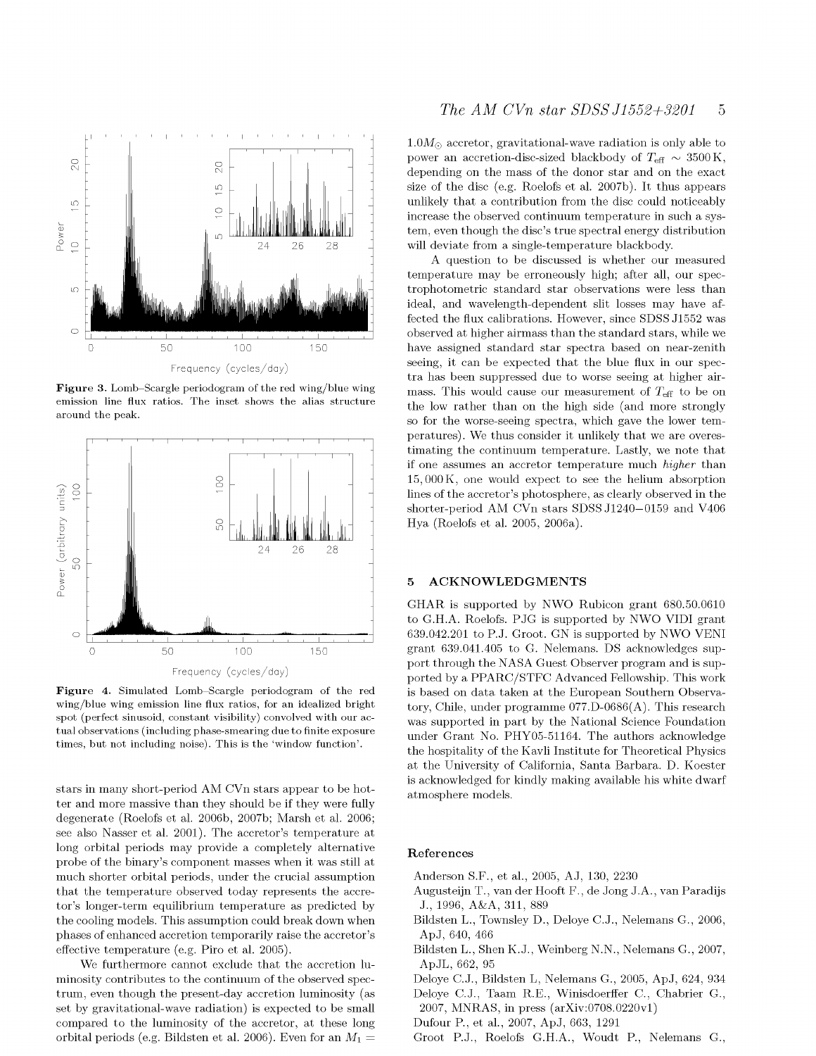**Figure 3.** Lomb–Scargle periodogram of the red wing/blue wing emission line flux ratios. The inset shows the alias structure around the peak.

**Figure 4.** Simulated Lomb–Scargle periodogram of the red wing/blue wing emission line flux ratios, for an idealized bright spot (perfect sinusoid, constant visibility) convolved with our actual observations (including phase-smearing due to finite exposure times, but not including noise). This is the 'window function'.

stars in many short-period AM CVn stars appear to be hotter and more massive than they should be if they were fully degenerate (Roelofs et al. 2006b, 2007b; Marsh et al. 2006; see also Nasser et al. 2001). The accretor's temperature at long orbital periods may provide a completely alternative probe of the binary's component masses when it was still at much shorter orbital periods, under the crucial assumption that the temperature observed today represents the accretor's longer-term equilibrium temperature as predicted by the cooling models. This assumption could break down when phases of enhanced accretion temporarily raise the accretor's effective temperature (e.g. Piro et al. 2005).

We furthermore cannot exclude that the accretion luminosity contributes to the continuum of the observed spectrum, even though the present-day accretion luminosity (as set by gravitational-wave radiation) is expected to be small compared to the luminosity of the accretor, at these long orbital periods (e.g. Bildsten et al. 2006). Even for an $M_1 = 1.0 M_{\odot}$ accretor, gravitational-wave radiation is only able to power an accretion-disc-sized blackbody of $T_{\rm eff} \sim 3500$ K, depending on the mass of the donor star and on the exact size of the disc (e.g. Roelofs et al. 2007b). It thus appears unlikely that a contribution from the disc could noticeably increase the observed continuum temperature in such a system, even though the disc's true spectral energy distribution will deviate from a single-temperature blackbody.

A question to be discussed is whether our measured temperature may be erroneously high; after all, our spectrophotometric standard star observations were less than ideal, and wavelength-dependent slit losses may have affected the flux calibrations. However, since SDSS J1552 was observed at higher airmass than the standard stars, while we have assigned standard star spectra based on near-zenith seeing, it can be expected that the blue flux in our spectra has been suppressed due to worse seeing at higher airmass. This would cause our measurement of $T_{\rm eff}$ to be on the low rather than on the high side (and more strongly so for the worse-seeing spectra, which gave the lower temperatures). We thus consider it unlikely that we are overestimating the continuum temperature. Lastly, we note that if one assumes an accretor temperature much *higher* than 15,000 K, one would expect to see the helium absorption lines of the accretor's photosphere, as clearly observed in the shorter-period AM CVn stars SDSS J1240−0159 and V406 Hya (Roelofs et al. 2005, 2006a).

## 5 ACKNOWLEDGMENTS

GHAR is supported by NWO Rubicon grant 680.50.0610 to G.H.A. Roelofs. PJG is supported by NWO VIDI grant 639.042.201 to P.J. Groot. GN is supported by NWO VENI grant 639.041.405 to G. Nelemans. DS acknowledges support through the NASA Guest Observer program and is supported by a PPARC/STFC Advanced Fellowship. This work is based on data taken at the European Southern Observatory, Chile, under programme 077.D-0686(A). This research was supported in part by the National Science Foundation under Grant No. PHY05-51164. The authors acknowledge the hospitality of the Kavli Institute for Theoretical Physics at the University of California, Santa Barbara. D. Koester is acknowledged for kindly making available his white dwarf atmosphere models.

## References

Anderson S.F., et al., 2005, AJ, 130, 2230

Augusteijn T., van der Hooft F., de Jong J.A., van Paradijs J., 1996, A&A, 311, 889

Bildsten L., Townsley D., Deloye C.J., Nelemans G., 2006, ApJ, 640, 466

Bildsten L., Shen K.J., Weinberg N.N., Nelemans G., 2007, ApJL, 662, 95

Deloye C.J., Bildsten L, Nelemans G., 2005, ApJ, 624, 934

Deloye C.J., Taam R.E., Winisdoerffer C., Chabrier G., 2007, MNRAS, in press (arXiv:0708.0220v1)

Dufour P., et al., 2007, ApJ, 663, 1291

Groot P.J., Roelofs G.H.A., Woudt P., Nelemans G.,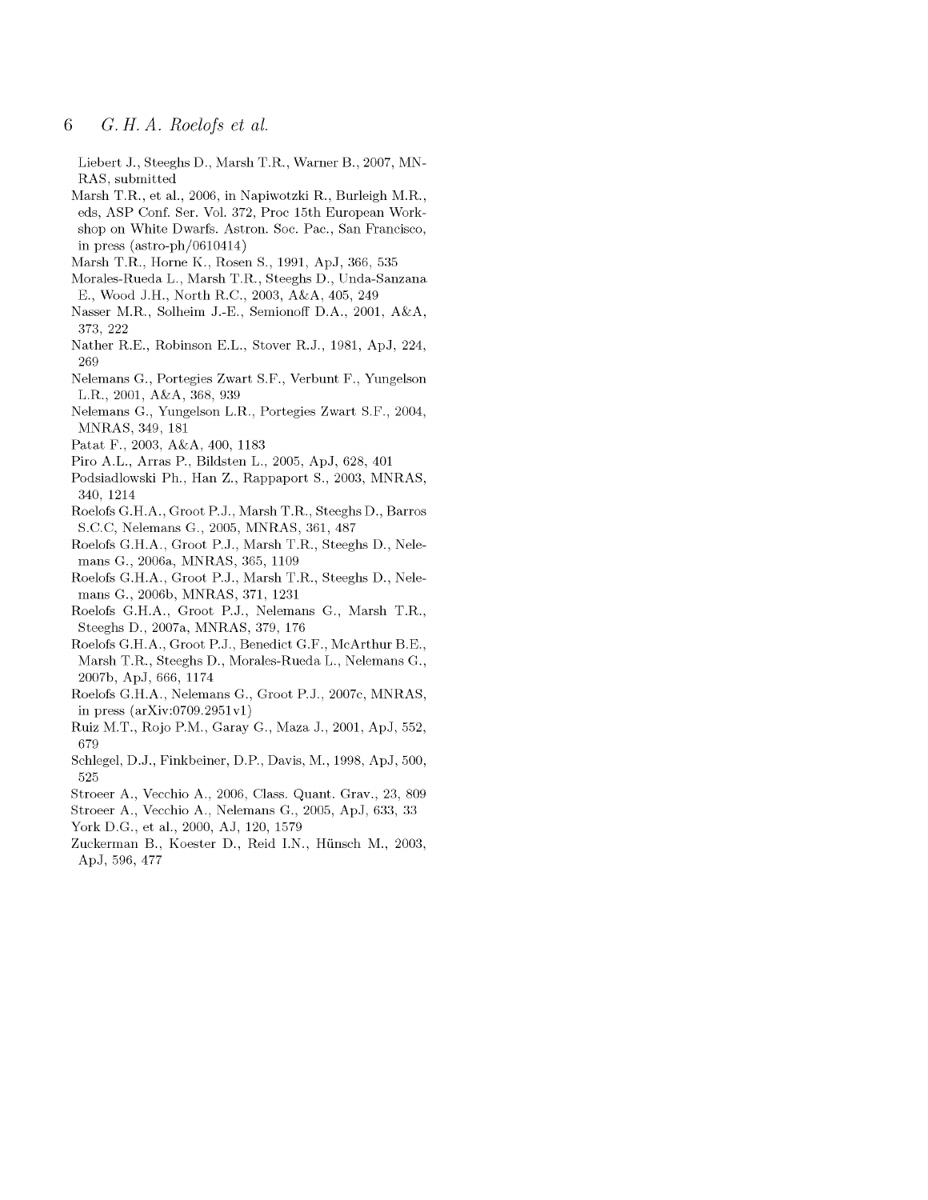Liebert J., Steeghs D., Marsh T.R., Warner B., 2007, MNRAS, submitted

Marsh T.R., et al., 2006, in Napiwotzki R., Burleigh M.R., eds, ASP Conf. Ser. Vol. 372, Proc 15th European Workshop on White Dwarfs. Astron. Soc. Pac., San Francisco, in press (astro-ph/0610414)

Marsh T.R., Horne K., Rosen S., 1991, ApJ, 366, 535

Morales-Rueda L., Marsh T.R., Steeghs D., Unda-Sanzana E., Wood J.H., North R.C., 2003, A&A, 405, 249

Nasser M.R., Solheim J.-E., Semionoff D.A., 2001, A&A, 373, 222

Nather R.E., Robinson E.L., Stover R.J., 1981, ApJ, 224, 269

Nelemans G., Portegies Zwart S.F., Verbunt F., Yungelson L.R., 2001, A&A, 368, 939

Nelemans G., Yungelson L.R., Portegies Zwart S.F., 2004, MNRAS, 349, 181

Patat F., 2003, A&A, 400, 1183

Piro A.L., Arras P., Bildsten L., 2005, ApJ, 628, 401

Podsiadlowski Ph., Han Z., Rappaport S., 2003, MNRAS, 340, 1214

Roelofs G.H.A., Groot P.J., Marsh T.R., Steeghs D., Barros S.C.C, Nelemans G., 2005, MNRAS, 361, 487

Roelofs G.H.A., Groot P.J., Marsh T.R., Steeghs D., Nelemans G., 2006a, MNRAS, 365, 1109

Roelofs G.H.A., Groot P.J., Marsh T.R., Steeghs D., Nelemans G., 2006b, MNRAS, 371, 1231

Roelofs G.H.A., Groot P.J., Nelemans G., Marsh T.R., Steeghs D., 2007a, MNRAS, 379, 176

Roelofs G.H.A., Groot P.J., Benedict G.F., McArthur B.E., Marsh T.R., Steeghs D., Morales-Rueda L., Nelemans G., 2007b, ApJ, 666, 1174

Roelofs G.H.A., Nelemans G., Groot P.J., 2007c, MNRAS, in press (arXiv:0709.2951v1)

Ruiz M.T., Rojo P.M., Garay G., Maza J., 2001, ApJ, 552, 679

Schlegel, D.J., Finkbeiner, D.P., Davis, M., 1998, ApJ, 500, 525

Stroeer A., Vecchio A., 2006, Class. Quant. Grav., 23, 809

Stroeer A., Vecchio A., Nelemans G., 2005, ApJ, 633, 33

York D.G., et al., 2000, AJ, 120, 1579

Zuckerman B., Koester D., Reid I.N., Hünsch M., 2003, ApJ, 596, 477